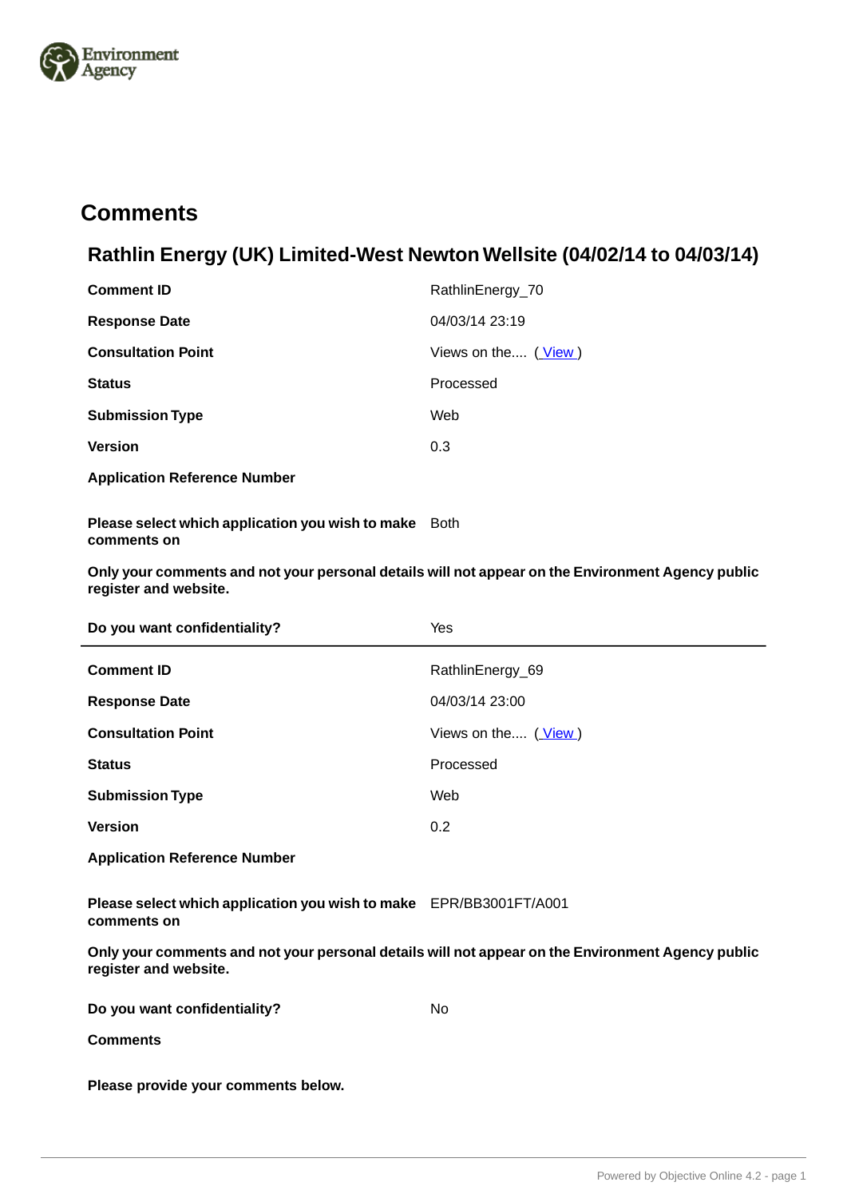# Comments

## Rathlin Energy (UK) Limited-West Newton Wellsite (04/02/14 to 04/03/14)

| | |
|---|---|
| **Comment ID** | RathlinEnergy_70 |
| **Response Date** | 04/03/14 23:19 |
| **Consultation Point** | Views on the.... ( View ) |
| **Status** | Processed |
| **Submission Type** | Web |
| **Version** | 0.3 |
| **Application Reference Number** | |
| **Please select which application you wish to make comments on** | Both |

**Only your comments and not your personal details will not appear on the Environment Agency public register and website.**

| | |
|---|---|
| **Do you want confidentiality?** | Yes |

---

| | |
|---|---|
| **Comment ID** | RathlinEnergy_69 |
| **Response Date** | 04/03/14 23:00 |
| **Consultation Point** | Views on the.... ( View ) |
| **Status** | Processed |
| **Submission Type** | Web |
| **Version** | 0.2 |
| **Application Reference Number** | |
| **Please select which application you wish to make comments on** | EPR/BB3001FT/A001 |

**Only your comments and not your personal details will not appear on the Environment Agency public register and website.**

| | |
|---|---|
| **Do you want confidentiality?** | No |

**Comments**

**Please provide your comments below.**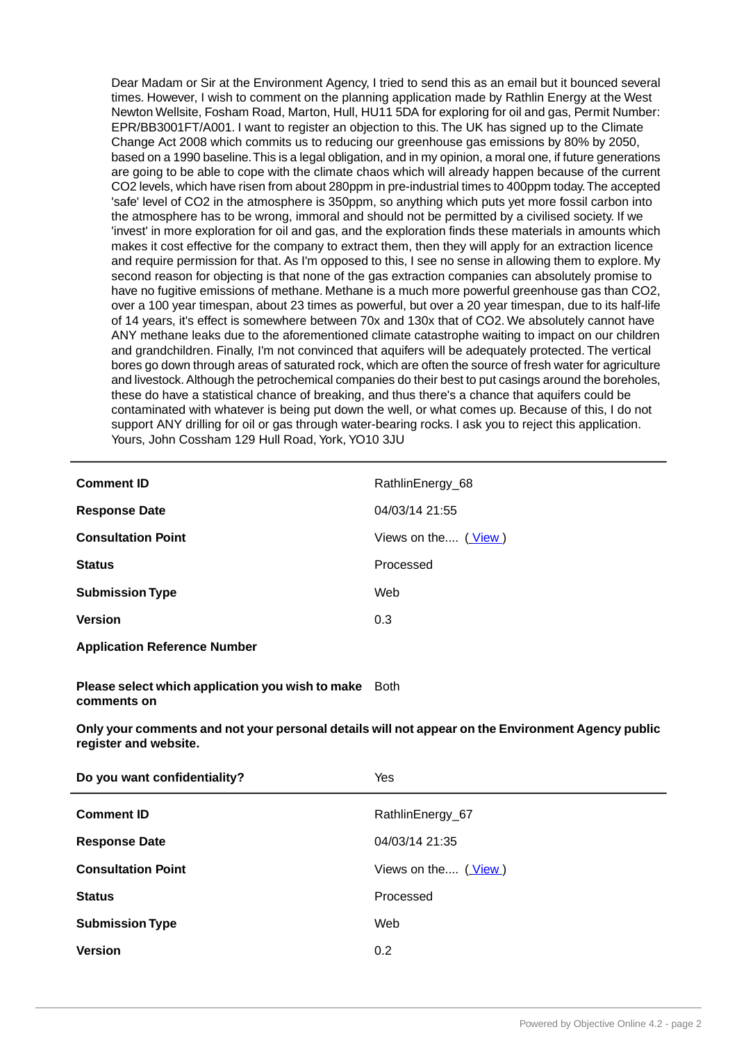Dear Madam or Sir at the Environment Agency, I tried to send this as an email but it bounced several times. However, I wish to comment on the planning application made by Rathlin Energy at the West Newton Wellsite, Fosham Road, Marton, Hull, HU11 5DA for exploring for oil and gas, Permit Number: EPR/BB3001FT/A001. I want to register an objection to this. The UK has signed up to the Climate Change Act 2008 which commits us to reducing our greenhouse gas emissions by 80% by 2050, based on a 1990 baseline. This is a legal obligation, and in my opinion, a moral one, if future generations are going to be able to cope with the climate chaos which will already happen because of the current $CO_2$ levels, which have risen from about 280ppm in pre-industrial times to 400ppm today. The accepted 'safe' level of $CO_2$ in the atmosphere is 350ppm, so anything which puts yet more fossil carbon into the atmosphere has to be wrong, immoral and should not be permitted by a civilised society. If we 'invest' in more exploration for oil and gas, and the exploration finds these materials in amounts which makes it cost effective for the company to extract them, then they will apply for an extraction licence and require permission for that. As I'm opposed to this, I see no sense in allowing them to explore. My second reason for objecting is that none of the gas extraction companies can absolutely promise to have no fugitive emissions of methane. Methane is a much more powerful greenhouse gas than $CO_2$, over a 100 year timespan, about 23 times as powerful, but over a 20 year timespan, due to its half-life of 14 years, it's effect is somewhere between 70x and 130x that of $CO_2$. We absolutely cannot have ANY methane leaks due to the aforementioned climate catastrophe waiting to impact on our children and grandchildren. Finally, I'm not convinced that aquifers will be adequately protected. The vertical bores go down through areas of saturated rock, which are often the source of fresh water for agriculture and livestock. Although the petrochemical companies do their best to put casings around the boreholes, these do have a statistical chance of breaking, and thus there's a chance that aquifers could be contaminated with whatever is being put down the well, or what comes up. Because of this, I do not support ANY drilling for oil or gas through water-bearing rocks. I ask you to reject this application. Yours, John Cossham 129 Hull Road, York, YO10 3JU

| | |
|---|---|
| **Comment ID** | RathlinEnergy_68 |
| **Response Date** | 04/03/14 21:55 |
| **Consultation Point** | Views on the.... ( View ) |
| **Status** | Processed |
| **Submission Type** | Web |
| **Version** | 0.3 |
| **Application Reference Number** | |
| **Please select which application you wish to make comments on** | Both |

**Only your comments and not your personal details will not appear on the Environment Agency public register and website.**

| | |
|---|---|
| **Do you want confidentiality?** | Yes |

| | |
|---|---|
| **Comment ID** | RathlinEnergy_67 |
| **Response Date** | 04/03/14 21:35 |
| **Consultation Point** | Views on the.... ( View ) |
| **Status** | Processed |
| **Submission Type** | Web |
| **Version** | 0.2 |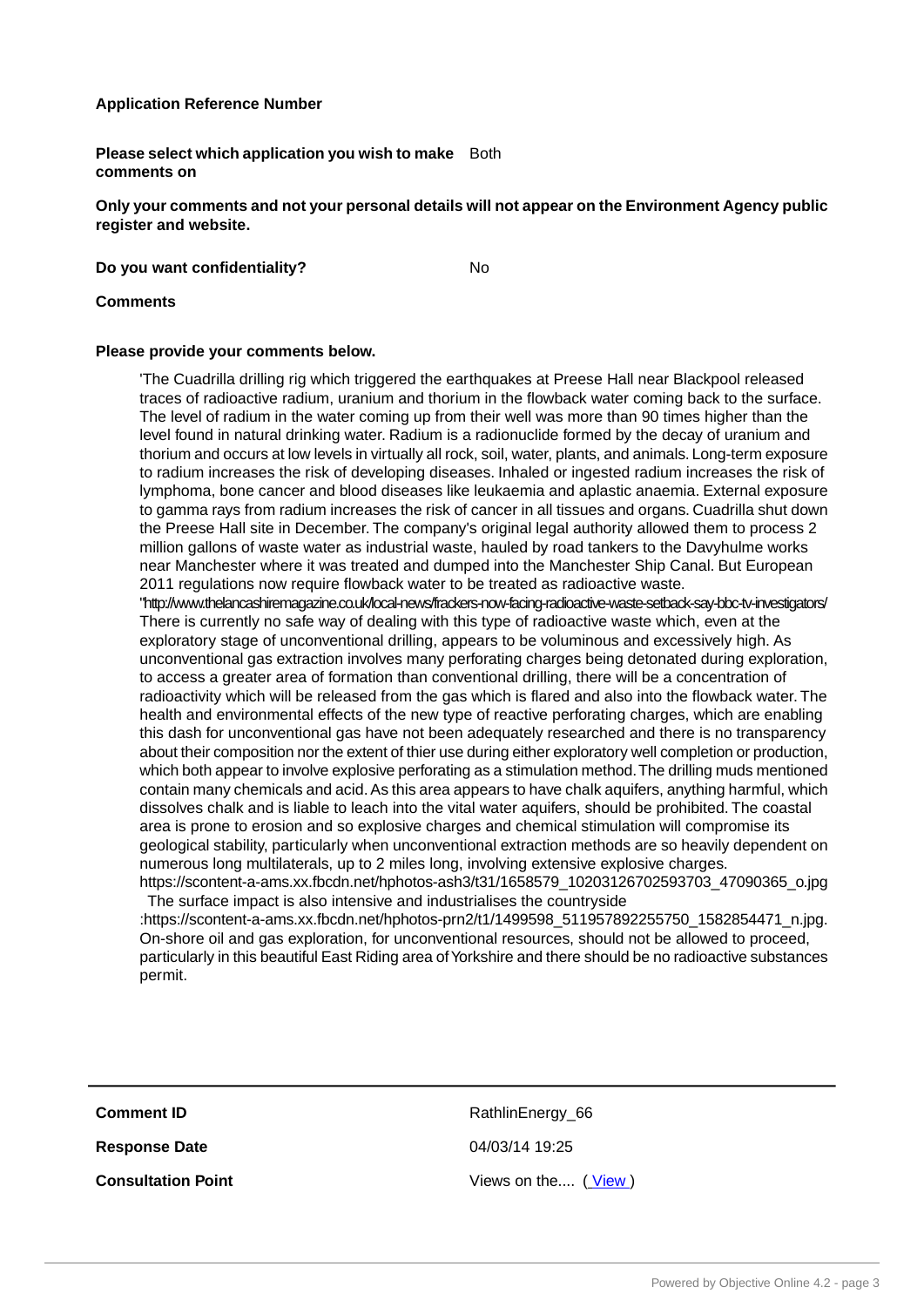**Application Reference Number**

**Please select which application you wish to make comments on** Both

**Only your comments and not your personal details will not appear on the Environment Agency public register and website.**

**Do you want confidentiality?** No

**Comments**

**Please provide your comments below.**

'The Cuadrilla drilling rig which triggered the earthquakes at Preese Hall near Blackpool released traces of radioactive radium, uranium and thorium in the flowback water coming back to the surface. The level of radium in the water coming up from their well was more than 90 times higher than the level found in natural drinking water. Radium is a radionuclide formed by the decay of uranium and thorium and occurs at low levels in virtually all rock, soil, water, plants, and animals. Long-term exposure to radium increases the risk of developing diseases. Inhaled or ingested radium increases the risk of lymphoma, bone cancer and blood diseases like leukaemia and aplastic anaemia. External exposure to gamma rays from radium increases the risk of cancer in all tissues and organs. Cuadrilla shut down the Preese Hall site in December. The company's original legal authority allowed them to process 2 million gallons of waste water as industrial waste, hauled by road tankers to the Davyhulme works near Manchester where it was treated and dumped into the Manchester Ship Canal. But European 2011 regulations now require flowback water to be treated as radioactive waste.
'http://www.thelancashiremagazine.co.uk/local-news/frackers-now-facing-radioactive-waste-setback-say-bbc-tv-investigators/
There is currently no safe way of dealing with this type of radioactive waste which, even at the exploratory stage of unconventional drilling, appears to be voluminous and excessively high. As unconventional gas extraction involves many perforating charges being detonated during exploration, to access a greater area of formation than conventional drilling, there will be a concentration of radioactivity which will be released from the gas which is flared and also into the flowback water. The health and environmental effects of the new type of reactive perforating charges, which are enabling this dash for unconventional gas have not been adequately researched and there is no transparency about their composition nor the extent of thier use during either exploratory well completion or production, which both appear to involve explosive perforating as a stimulation method. The drilling muds mentioned contain many chemicals and acid. As this area appears to have chalk aquifers, anything harmful, which dissolves chalk and is liable to leach into the vital water aquifers, should be prohibited. The coastal area is prone to erosion and so explosive charges and chemical stimulation will compromise its geological stability, particularly when unconventional extraction methods are so heavily dependent on numerous long multilaterals, up to 2 miles long, involving extensive explosive charges.
https://scontent-a-ams.xx.fbcdn.net/hphotos-ash3/t31/1658579_10203126702593703_47090365_o.jpg
The surface impact is also intensive and industrialises the countryside
:https://scontent-a-ams.xx.fbcdn.net/hphotos-prn2/t1/1499598_511957892255750_1582854471_n.jpg.
On-shore oil and gas exploration, for unconventional resources, should not be allowed to proceed, particularly in this beautiful East Riding area of Yorkshire and there should be no radioactive substances permit.

---

**Comment ID** RathlinEnergy_66

**Response Date** 04/03/14 19:25

**Consultation Point** Views on the.... ( View )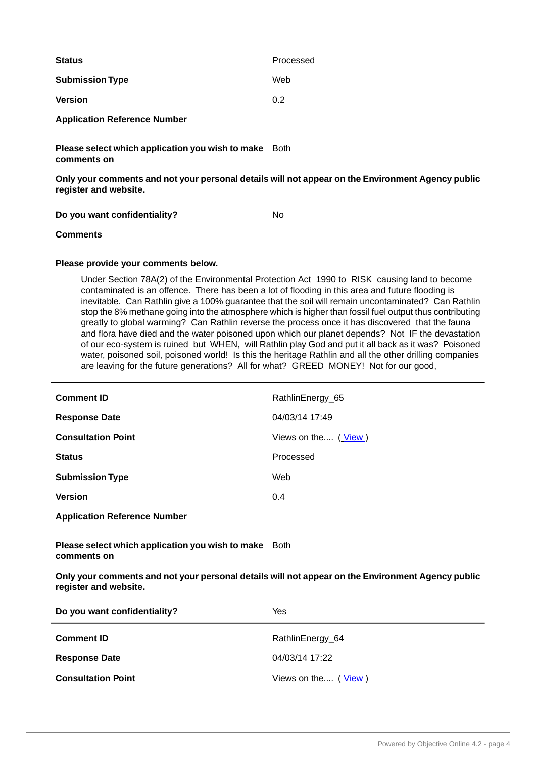| | |
|---|---|
| **Status** | Processed |
| **Submission Type** | Web |
| **Version** | 0.2 |
| **Application Reference Number** | |
| **Please select which application you wish to make comments on** | Both |

**Only your comments and not your personal details will not appear on the Environment Agency public register and website.**

| | |
|---|---|
| **Do you want confidentiality?** | No |

**Comments**

**Please provide your comments below.**

> Under Section 78A(2) of the Environmental Protection Act 1990 to RISK causing land to become contaminated is an offence. There has been a lot of flooding in this area and future flooding is inevitable. Can Rathlin give a 100% guarantee that the soil will remain uncontaminated? Can Rathlin stop the 8% methane going into the atmosphere which is higher than fossil fuel output thus contributing greatly to global warming? Can Rathlin reverse the process once it has discovered that the fauna and flora have died and the water poisoned upon which our planet depends? Not IF the devastation of our eco-system is ruined but WHEN, will Rathlin play God and put it all back as it was? Poisoned water, poisoned soil, poisoned world! Is this the heritage Rathlin and all the other drilling companies are leaving for the future generations? All for what? GREED MONEY! Not for our good,

---

| | |
|---|---|
| **Comment ID** | RathlinEnergy_65 |
| **Response Date** | 04/03/14 17:49 |
| **Consultation Point** | Views on the.... ( View ) |
| **Status** | Processed |
| **Submission Type** | Web |
| **Version** | 0.4 |
| **Application Reference Number** | |
| **Please select which application you wish to make comments on** | Both |

**Only your comments and not your personal details will not appear on the Environment Agency public register and website.**

| | |
|---|---|
| **Do you want confidentiality?** | Yes |

---

| | |
|---|---|
| **Comment ID** | RathlinEnergy_64 |
| **Response Date** | 04/03/14 17:22 |
| **Consultation Point** | Views on the.... ( View ) |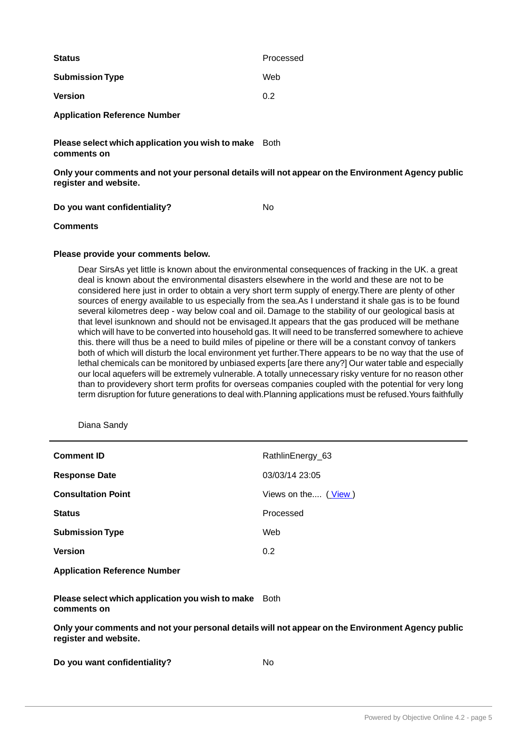| | |
|---|---|
| **Status** | Processed |
| **Submission Type** | Web |
| **Version** | 0.2 |
| **Application Reference Number** | |
| **Please select which application you wish to make comments on** | Both |

**Only your comments and not your personal details will not appear on the Environment Agency public register and website.**

| | |
|---|---|
| **Do you want confidentiality?** | No |

**Comments**

**Please provide your comments below.**

Dear SirsAs yet little is known about the environmental consequences of fracking in the UK. a great deal is known about the environmental disasters elsewhere in the world and these are not to be considered here just in order to obtain a very short term supply of energy.There are plenty of other sources of energy available to us especially from the sea.As I understand it shale gas is to be found several kilometres deep - way below coal and oil. Damage to the stability of our geological basis at that level isunknown and should not be envisaged.It appears that the gas produced will be methane which will have to be converted into household gas. It will need to be transferred somewhere to achieve this. there will thus be a need to build miles of pipeline or there will be a constant convoy of tankers both of which will disturb the local environment yet further.There appears to be no way that the use of lethal chemicals can be monitored by unbiased experts [are there any?] Our water table and especially our local aquefers will be extremely vulnerable. A totally unnecessary risky venture for no reason other than to providevery short term profits for overseas companies coupled with the potential for very long term disruption for future generations to deal with.Planning applications must be refused.Yours faithfully

Diana Sandy

---

| | |
|---|---|
| **Comment ID** | RathlinEnergy_63 |
| **Response Date** | 03/03/14 23:05 |
| **Consultation Point** | Views on the.... ( View ) |
| **Status** | Processed |
| **Submission Type** | Web |
| **Version** | 0.2 |
| **Application Reference Number** | |
| **Please select which application you wish to make comments on** | Both |

**Only your comments and not your personal details will not appear on the Environment Agency public register and website.**

| | |
|---|---|
| **Do you want confidentiality?** | No |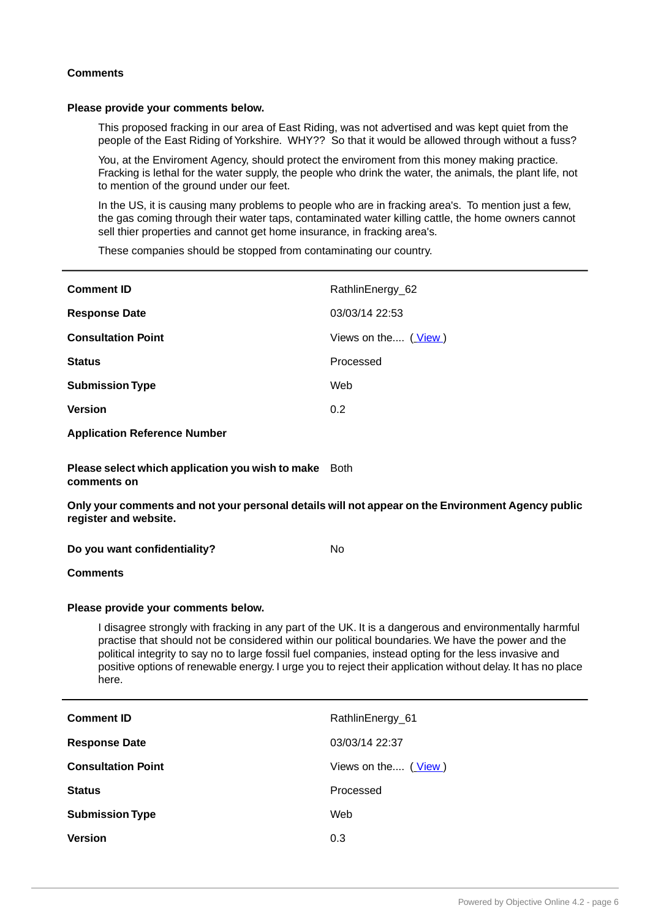**Comments**

**Please provide your comments below.**

> This proposed fracking in our area of East Riding, was not advertised and was kept quiet from the people of the East Riding of Yorkshire. WHY?? So that it would be allowed through without a fuss?
>
> You, at the Enviroment Agency, should protect the enviroment from this money making practice. Fracking is lethal for the water supply, the people who drink the water, the animals, the plant life, not to mention of the ground under our feet.
>
> In the US, it is causing many problems to people who are in fracking area's. To mention just a few, the gas coming through their water taps, contaminated water killing cattle, the home owners cannot sell thier properties and cannot get home insurance, in fracking area's.
>
> These companies should be stopped from contaminating our country.

---

| | |
|---|---|
| **Comment ID** | RathlinEnergy_62 |
| **Response Date** | 03/03/14 22:53 |
| **Consultation Point** | Views on the.... ( View ) |
| **Status** | Processed |
| **Submission Type** | Web |
| **Version** | 0.2 |
| **Application Reference Number** | |
| **Please select which application you wish to make comments on** | Both |

**Only your comments and not your personal details will not appear on the Environment Agency public register and website.**

| | |
|---|---|
| **Do you want confidentiality?** | No |

**Comments**

**Please provide your comments below.**

> I disagree strongly with fracking in any part of the UK. It is a dangerous and environmentally harmful practise that should not be considered within our political boundaries. We have the power and the political integrity to say no to large fossil fuel companies, instead opting for the less invasive and positive options of renewable energy. I urge you to reject their application without delay. It has no place here.

---

| | |
|---|---|
| **Comment ID** | RathlinEnergy_61 |
| **Response Date** | 03/03/14 22:37 |
| **Consultation Point** | Views on the.... ( View ) |
| **Status** | Processed |
| **Submission Type** | Web |
| **Version** | 0.3 |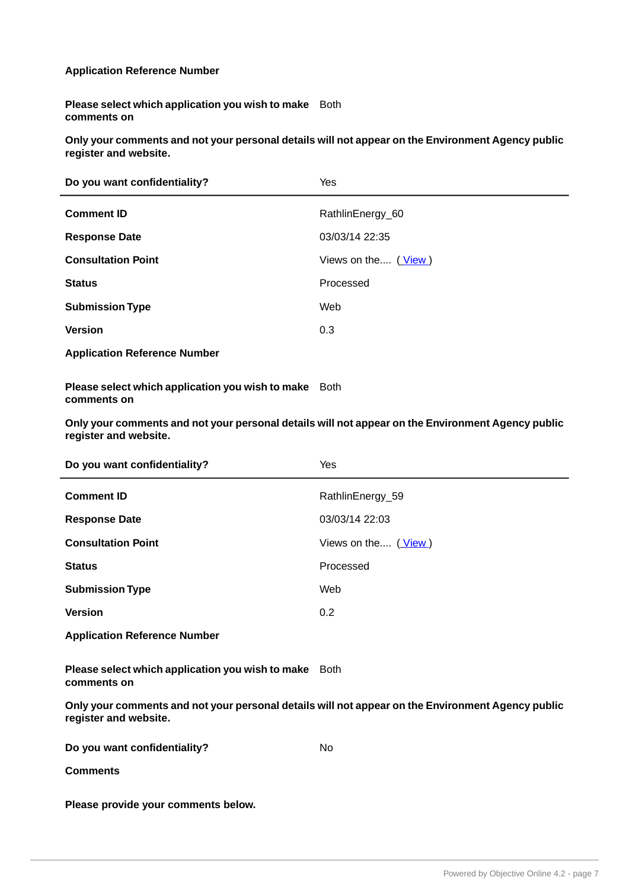**Application Reference Number**

| | |
|---|---|
| **Please select which application you wish to make comments on** | Both |

**Only your comments and not your personal details will not appear on the Environment Agency public register and website.**

| | |
|---|---|
| **Do you want confidentiality?** | Yes |

| | |
|---|---|
| **Comment ID** | RathlinEnergy_60 |
| **Response Date** | 03/03/14 22:35 |
| **Consultation Point** | Views on the.... ( View ) |
| **Status** | Processed |
| **Submission Type** | Web |
| **Version** | 0.3 |

**Application Reference Number**

| | |
|---|---|
| **Please select which application you wish to make comments on** | Both |

**Only your comments and not your personal details will not appear on the Environment Agency public register and website.**

| | |
|---|---|
| **Do you want confidentiality?** | Yes |

| | |
|---|---|
| **Comment ID** | RathlinEnergy_59 |
| **Response Date** | 03/03/14 22:03 |
| **Consultation Point** | Views on the.... ( View ) |
| **Status** | Processed |
| **Submission Type** | Web |
| **Version** | 0.2 |

**Application Reference Number**

| | |
|---|---|
| **Please select which application you wish to make comments on** | Both |

**Only your comments and not your personal details will not appear on the Environment Agency public register and website.**

| | |
|---|---|
| **Do you want confidentiality?** | No |

**Comments**

**Please provide your comments below.**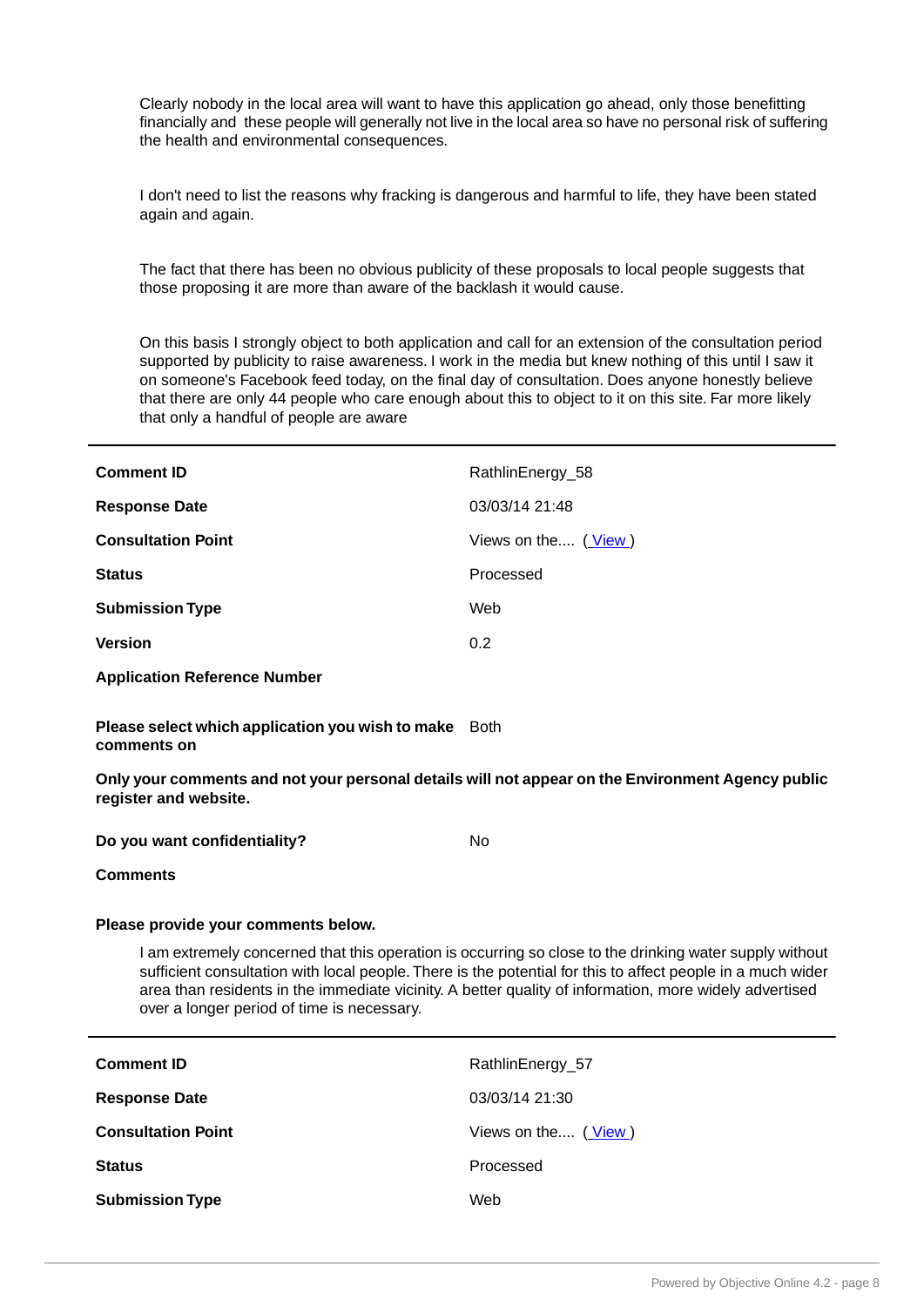Clearly nobody in the local area will want to have this application go ahead, only those benefitting financially and these people will generally not live in the local area so have no personal risk of suffering the health and environmental consequences.

I don't need to list the reasons why fracking is dangerous and harmful to life, they have been stated again and again.

The fact that there has been no obvious publicity of these proposals to local people suggests that those proposing it are more than aware of the backlash it would cause.

On this basis I strongly object to both application and call for an extension of the consultation period supported by publicity to raise awareness. I work in the media but knew nothing of this until I saw it on someone's Facebook feed today, on the final day of consultation. Does anyone honestly believe that there are only 44 people who care enough about this to object to it on this site. Far more likely that only a handful of people are aware

---

| | |
|---|---|
| **Comment ID** | RathlinEnergy_58 |
| **Response Date** | 03/03/14 21:48 |
| **Consultation Point** | Views on the.... ( View ) |
| **Status** | Processed |
| **Submission Type** | Web |
| **Version** | 0.2 |
| **Application Reference Number** | |
| **Please select which application you wish to make comments on** | Both |

**Only your comments and not your personal details will not appear on the Environment Agency public register and website.**

| | |
|---|---|
| **Do you want confidentiality?** | No |

**Comments**

**Please provide your comments below.**

I am extremely concerned that this operation is occurring so close to the drinking water supply without sufficient consultation with local people. There is the potential for this to affect people in a much wider area than residents in the immediate vicinity. A better quality of information, more widely advertised over a longer period of time is necessary.

---

| | |
|---|---|
| **Comment ID** | RathlinEnergy_57 |
| **Response Date** | 03/03/14 21:30 |
| **Consultation Point** | Views on the.... ( View ) |
| **Status** | Processed |
| **Submission Type** | Web |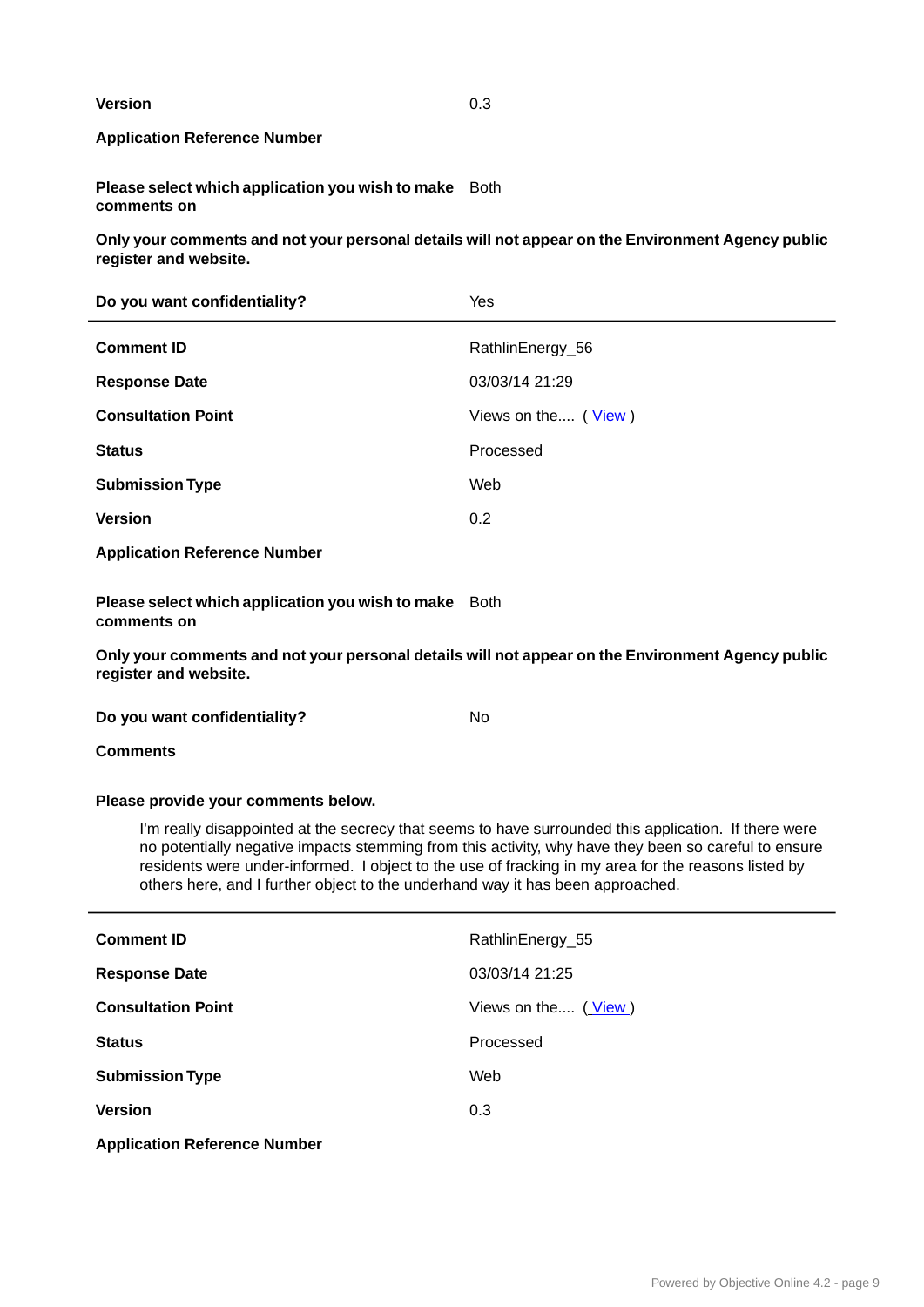| | |
|---|---|
| **Version** | 0.3 |
| **Application Reference Number** | |
| **Please select which application you wish to make comments on** | Both |

**Only your comments and not your personal details will not appear on the Environment Agency public register and website.**

| | |
|---|---|
| **Do you want confidentiality?** | Yes |

---

| | |
|---|---|
| **Comment ID** | RathlinEnergy_56 |
| **Response Date** | 03/03/14 21:29 |
| **Consultation Point** | Views on the.... ( View ) |
| **Status** | Processed |
| **Submission Type** | Web |
| **Version** | 0.2 |
| **Application Reference Number** | |
| **Please select which application you wish to make comments on** | Both |

**Only your comments and not your personal details will not appear on the Environment Agency public register and website.**

| | |
|---|---|
| **Do you want confidentiality?** | No |

**Comments**

**Please provide your comments below.**

> I'm really disappointed at the secrecy that seems to have surrounded this application. If there were no potentially negative impacts stemming from this activity, why have they been so careful to ensure residents were under-informed. I object to the use of fracking in my area for the reasons listed by others here, and I further object to the underhand way it has been approached.

---

| | |
|---|---|
| **Comment ID** | RathlinEnergy_55 |
| **Response Date** | 03/03/14 21:25 |
| **Consultation Point** | Views on the.... ( View ) |
| **Status** | Processed |
| **Submission Type** | Web |
| **Version** | 0.3 |
| **Application Reference Number** | |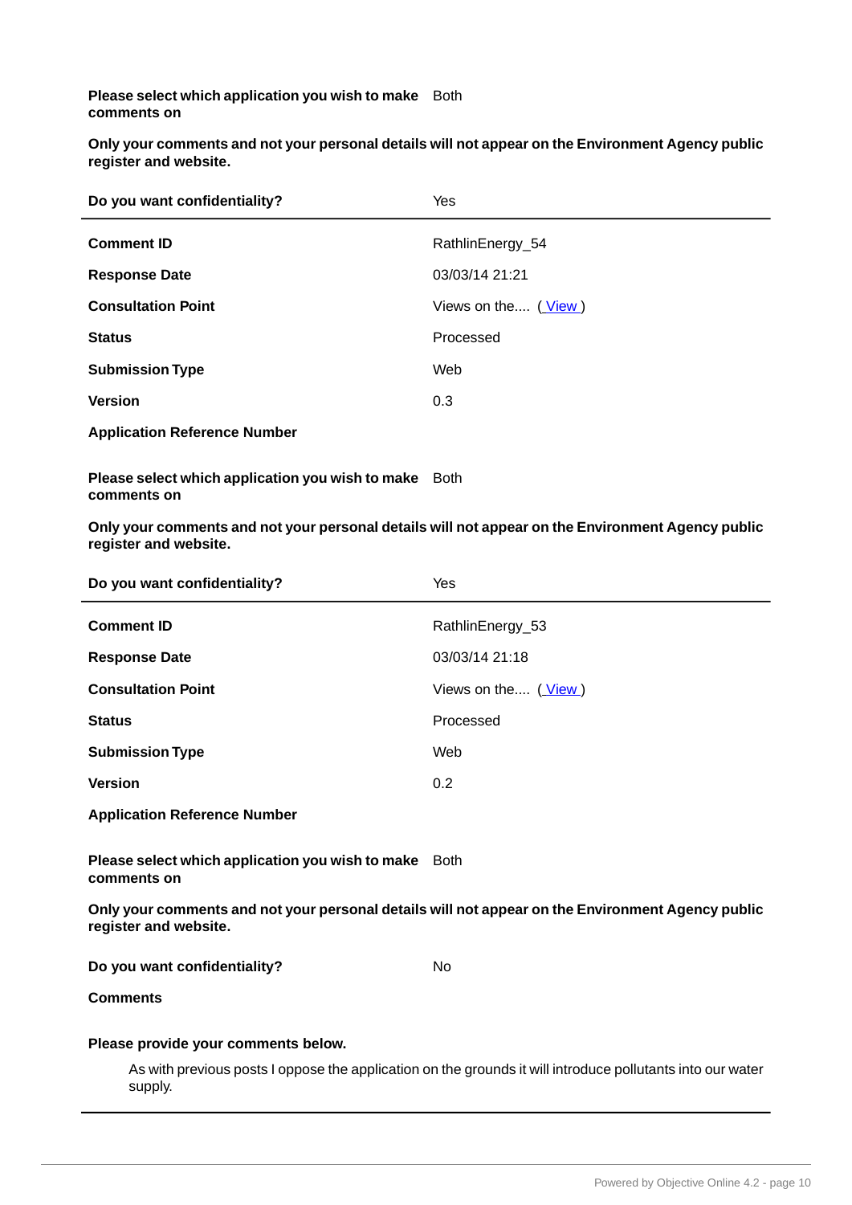**Please select which application you wish to make comments on** Both

**Only your comments and not your personal details will not appear on the Environment Agency public register and website.**

| | |
|---|---|
| **Do you want confidentiality?** | Yes |

| | |
|---|---|
| **Comment ID** | RathlinEnergy_54 |
| **Response Date** | 03/03/14 21:21 |
| **Consultation Point** | Views on the.... ( View ) |
| **Status** | Processed |
| **Submission Type** | Web |
| **Version** | 0.3 |
| **Application Reference Number** | |

**Please select which application you wish to make comments on** Both

**Only your comments and not your personal details will not appear on the Environment Agency public register and website.**

| | |
|---|---|
| **Do you want confidentiality?** | Yes |

| | |
|---|---|
| **Comment ID** | RathlinEnergy_53 |
| **Response Date** | 03/03/14 21:18 |
| **Consultation Point** | Views on the.... ( View ) |
| **Status** | Processed |
| **Submission Type** | Web |
| **Version** | 0.2 |
| **Application Reference Number** | |

**Please select which application you wish to make comments on** Both

**Only your comments and not your personal details will not appear on the Environment Agency public register and website.**

| | |
|---|---|
| **Do you want confidentiality?** | No |

**Comments**

**Please provide your comments below.**

As with previous posts I oppose the application on the grounds it will introduce pollutants into our water supply.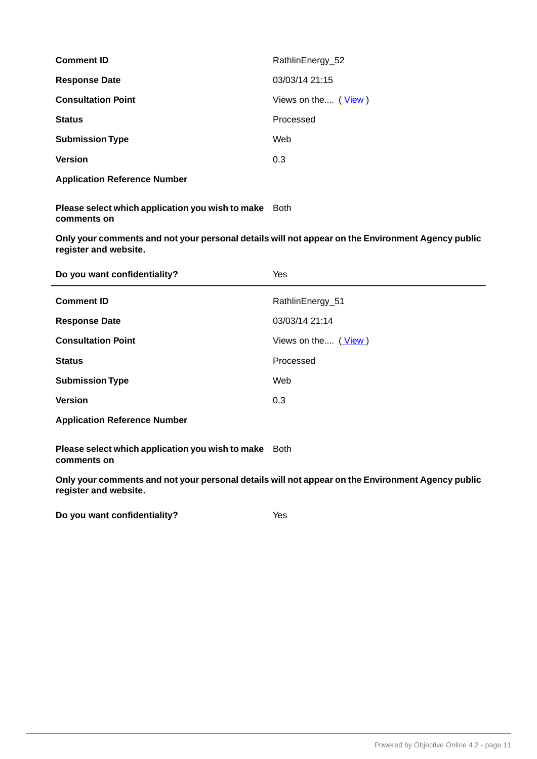| | |
|---|---|
| **Comment ID** | RathlinEnergy_52 |
| **Response Date** | 03/03/14 21:15 |
| **Consultation Point** | Views on the.... ( View ) |
| **Status** | Processed |
| **Submission Type** | Web |
| **Version** | 0.3 |
| **Application Reference Number** | |
| **Please select which application you wish to make comments on** | Both |

**Only your comments and not your personal details will not appear on the Environment Agency public register and website.**

| | |
|---|---|
| **Do you want confidentiality?** | Yes |

---

| | |
|---|---|
| **Comment ID** | RathlinEnergy_51 |
| **Response Date** | 03/03/14 21:14 |
| **Consultation Point** | Views on the.... ( View ) |
| **Status** | Processed |
| **Submission Type** | Web |
| **Version** | 0.3 |
| **Application Reference Number** | |
| **Please select which application you wish to make comments on** | Both |

**Only your comments and not your personal details will not appear on the Environment Agency public register and website.**

| | |
|---|---|
| **Do you want confidentiality?** | Yes |